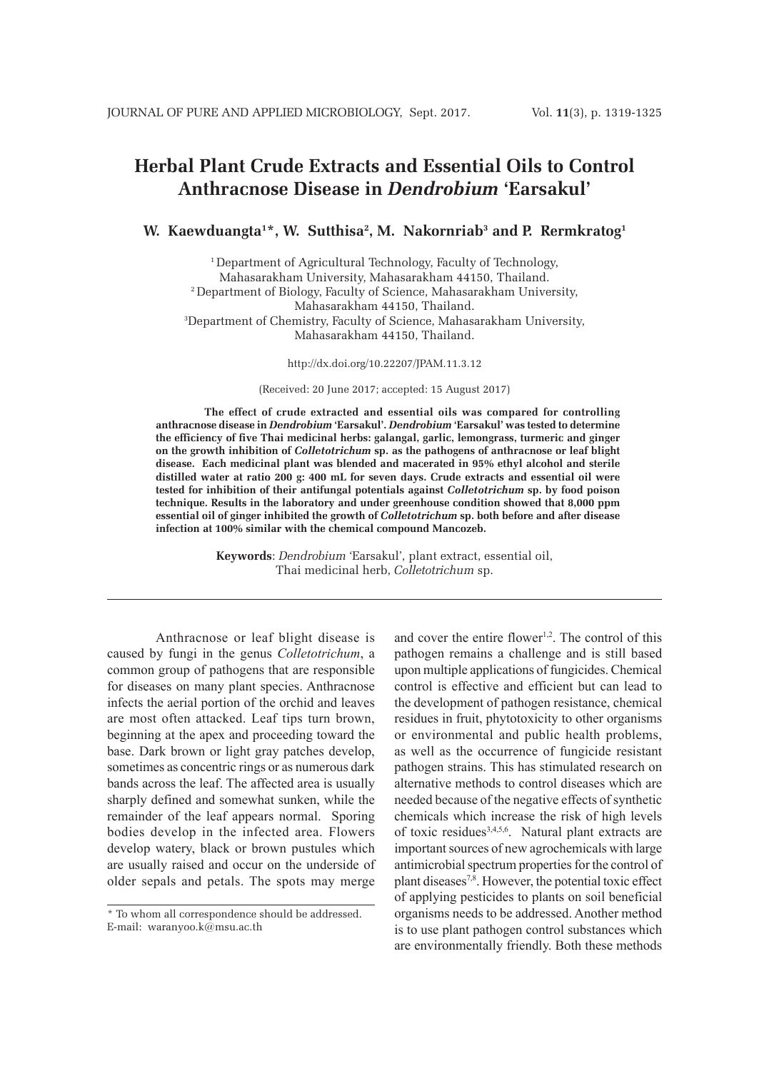# Herbal Plant Crude Extracts and Essential Oils to Control Anthracnose Disease in *Dendrobium* 'Earsakul'

**W. Kaewduangta[1]\*, W. Sutthisa[2], M. Nakornriab[3] and P. Rermkratog[1]**

[1] Department of Agricultural Technology, Faculty of Technology, Mahasarakham University, Mahasarakham 44150, Thailand.
[2] Department of Biology, Faculty of Science, Mahasarakham University, Mahasarakham 44150, Thailand.
[3] Department of Chemistry, Faculty of Science, Mahasarakham University, Mahasarakham 44150, Thailand.

http://dx.doi.org/10.22207/JPAM.11.3.12

(Received: 20 June 2017; accepted: 15 August 2017)

**The effect of crude extracted and essential oils was compared for controlling anthracnose disease in *Dendrobium* 'Earsakul'. *Dendrobium* 'Earsakul' was tested to determine the efficiency of five Thai medicinal herbs: galangal, garlic, lemongrass, turmeric and ginger on the growth inhibition of *Colletotrichum* sp. as the pathogens of anthracnose or leaf blight disease. Each medicinal plant was blended and macerated in 95% ethyl alcohol and sterile distilled water at ratio 200 g: 400 mL for seven days. Crude extracts and essential oil were tested for inhibition of their antifungal potentials against *Colletotrichum* sp. by food poison technique. Results in the laboratory and under greenhouse condition showed that 8,000 ppm essential oil of ginger inhibited the growth of *Colletotrichum* sp. both before and after disease infection at 100% similar with the chemical compound Mancozeb.**

**Keywords**: *Dendrobium* 'Earsakul', plant extract, essential oil, Thai medicinal herb, *Colletotrichum* sp.

---

Anthracnose or leaf blight disease is caused by fungi in the genus *Colletotrichum*, a common group of pathogens that are responsible for diseases on many plant species. Anthracnose infects the aerial portion of the orchid and leaves are most often attacked. Leaf tips turn brown, beginning at the apex and proceeding toward the base. Dark brown or light gray patches develop, sometimes as concentric rings or as numerous dark bands across the leaf. The affected area is usually sharply defined and somewhat sunken, while the remainder of the leaf appears normal. Sporing bodies develop in the infected area. Flowers develop watery, black or brown pustules which are usually raised and occur on the underside of older sepals and petals. The spots may merge and cover the entire flower[1,2]. The control of this pathogen remains a challenge and is still based upon multiple applications of fungicides. Chemical control is effective and efficient but can lead to the development of pathogen resistance, chemical residues in fruit, phytotoxicity to other organisms or environmental and public health problems, as well as the occurrence of fungicide resistant pathogen strains. This has stimulated research on alternative methods to control diseases which are needed because of the negative effects of synthetic chemicals which increase the risk of high levels of toxic residues[3,4,5,6]. Natural plant extracts are important sources of new agrochemicals with large antimicrobial spectrum properties for the control of plant diseases[7,8]. However, the potential toxic effect of applying pesticides to plants on soil beneficial organisms needs to be addressed. Another method is to use plant pathogen control substances which are environmentally friendly. Both these methods

\* To whom all correspondence should be addressed.
E-mail: waranyoo.k@msu.ac.th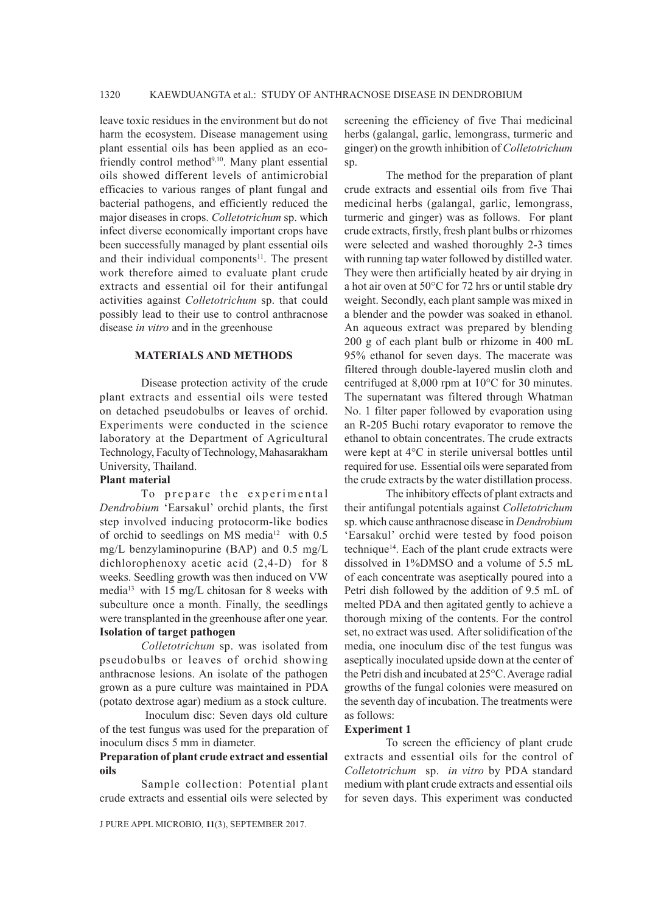leave toxic residues in the environment but do not harm the ecosystem. Disease management using plant essential oils has been applied as an eco-friendly control method[9,10]. Many plant essential oils showed different levels of antimicrobial efficacies to various ranges of plant fungal and bacterial pathogens, and efficiently reduced the major diseases in crops. *Colletotrichum* sp. which infect diverse economically important crops have been successfully managed by plant essential oils and their individual components[11]. The present work therefore aimed to evaluate plant crude extracts and essential oil for their antifungal activities against *Colletotrichum* sp. that could possibly lead to their use to control anthracnose disease *in vitro* and in the greenhouse

## MATERIALS AND METHODS

Disease protection activity of the crude plant extracts and essential oils were tested on detached pseudobulbs or leaves of orchid. Experiments were conducted in the science laboratory at the Department of Agricultural Technology, Faculty of Technology, Mahasarakham University, Thailand.

### Plant material

To prepare the experimental *Dendrobium* 'Earsakul' orchid plants, the first step involved inducing protocorm-like bodies of orchid to seedlings on MS media[12] with 0.5 mg/L benzylaminopurine (BAP) and 0.5 mg/L dichlorophenoxy acetic acid (2,4-D) for 8 weeks. Seedling growth was then induced on VW media[13] with 15 mg/L chitosan for 8 weeks with subculture once a month. Finally, the seedlings were transplanted in the greenhouse after one year.

### Isolation of target pathogen

*Colletotrichum* sp. was isolated from pseudobulbs or leaves of orchid showing anthracnose lesions. An isolate of the pathogen grown as a pure culture was maintained in PDA (potato dextrose agar) medium as a stock culture.

Inoculum disc: Seven days old culture of the test fungus was used for the preparation of inoculum discs 5 mm in diameter.

### Preparation of plant crude extract and essential oils

Sample collection: Potential plant crude extracts and essential oils were selected by screening the efficiency of five Thai medicinal herbs (galangal, garlic, lemongrass, turmeric and ginger) on the growth inhibition of *Colletotrichum* sp.

The method for the preparation of plant crude extracts and essential oils from five Thai medicinal herbs (galangal, garlic, lemongrass, turmeric and ginger) was as follows. For plant crude extracts, firstly, fresh plant bulbs or rhizomes were selected and washed thoroughly 2-3 times with running tap water followed by distilled water. They were then artificially heated by air drying in a hot air oven at 50°C for 72 hrs or until stable dry weight. Secondly, each plant sample was mixed in a blender and the powder was soaked in ethanol. An aqueous extract was prepared by blending 200 g of each plant bulb or rhizome in 400 mL 95% ethanol for seven days. The macerate was filtered through double-layered muslin cloth and centrifuged at 8,000 rpm at 10°C for 30 minutes. The supernatant was filtered through Whatman No. 1 filter paper followed by evaporation using an R-205 Buchi rotary evaporator to remove the ethanol to obtain concentrates. The crude extracts were kept at 4°C in sterile universal bottles until required for use. Essential oils were separated from the crude extracts by the water distillation process.

The inhibitory effects of plant extracts and their antifungal potentials against *Colletotrichum* sp. which cause anthracnose disease in *Dendrobium* 'Earsakul' orchid were tested by food poison technique[14]. Each of the plant crude extracts were dissolved in 1%DMSO and a volume of 5.5 mL of each concentrate was aseptically poured into a Petri dish followed by the addition of 9.5 mL of melted PDA and then agitated gently to achieve a thorough mixing of the contents. For the control set, no extract was used. After solidification of the media, one inoculum disc of the test fungus was aseptically inoculated upside down at the center of the Petri dish and incubated at 25°C. Average radial growths of the fungal colonies were measured on the seventh day of incubation. The treatments were as follows:

### Experiment 1

To screen the efficiency of plant crude extracts and essential oils for the control of *Colletotrichum* sp. *in vitro* by PDA standard medium with plant crude extracts and essential oils for seven days. This experiment was conducted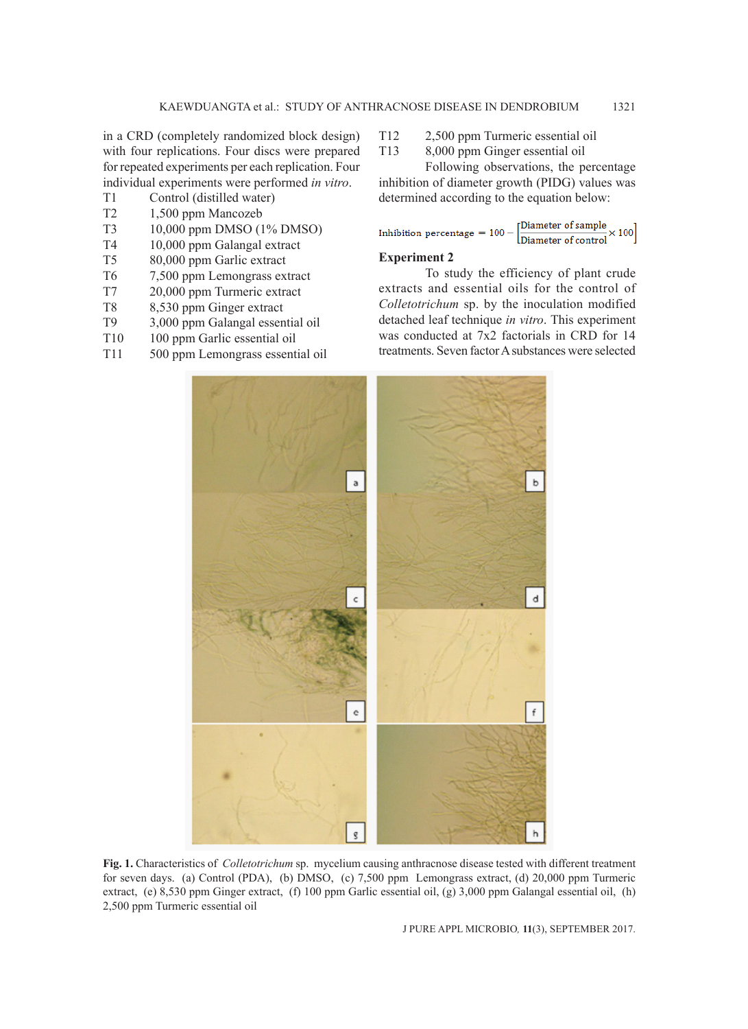in a CRD (completely randomized block design) with four replications. Four discs were prepared for repeated experiments per each replication. Four individual experiments were performed *in vitro*.

| | |
|---|---|
| T1 | Control (distilled water) |
| T2 | 1,500 ppm Mancozeb |
| T3 | 10,000 ppm DMSO (1% DMSO) |
| T4 | 10,000 ppm Galangal extract |
| T5 | 80,000 ppm Garlic extract |
| T6 | 7,500 ppm Lemongrass extract |
| T7 | 20,000 ppm Turmeric extract |
| T8 | 8,530 ppm Ginger extract |
| T9 | 3,000 ppm Galangal essential oil |
| T10 | 100 ppm Garlic essential oil |
| T11 | 500 ppm Lemongrass essential oil |
| T12 | 2,500 ppm Turmeric essential oil |
| T13 | 8,000 ppm Ginger essential oil |

Following observations, the percentage inhibition of diameter growth (PIDG) values was determined according to the equation below:

$$\text{Inhibition percentage} = 100 - \left[\frac{\text{Diameter of sample}}{\text{Diameter of control}} \times 100\right]$$

### Experiment 2

To study the efficiency of plant crude extracts and essential oils for the control of *Colletotrichum* sp. by the inoculation modified detached leaf technique *in vitro*. This experiment was conducted at 7x2 factorials in CRD for 14 treatments. Seven factor A substances were selected

**Fig. 1.** Characteristics of *Colletotrichum* sp. mycelium causing anthracnose disease tested with different treatment for seven days. (a) Control (PDA), (b) DMSO, (c) 7,500 ppm Lemongrass extract, (d) 20,000 ppm Turmeric extract, (e) 8,530 ppm Ginger extract, (f) 100 ppm Garlic essential oil, (g) 3,000 ppm Galangal essential oil, (h) 2,500 ppm Turmeric essential oil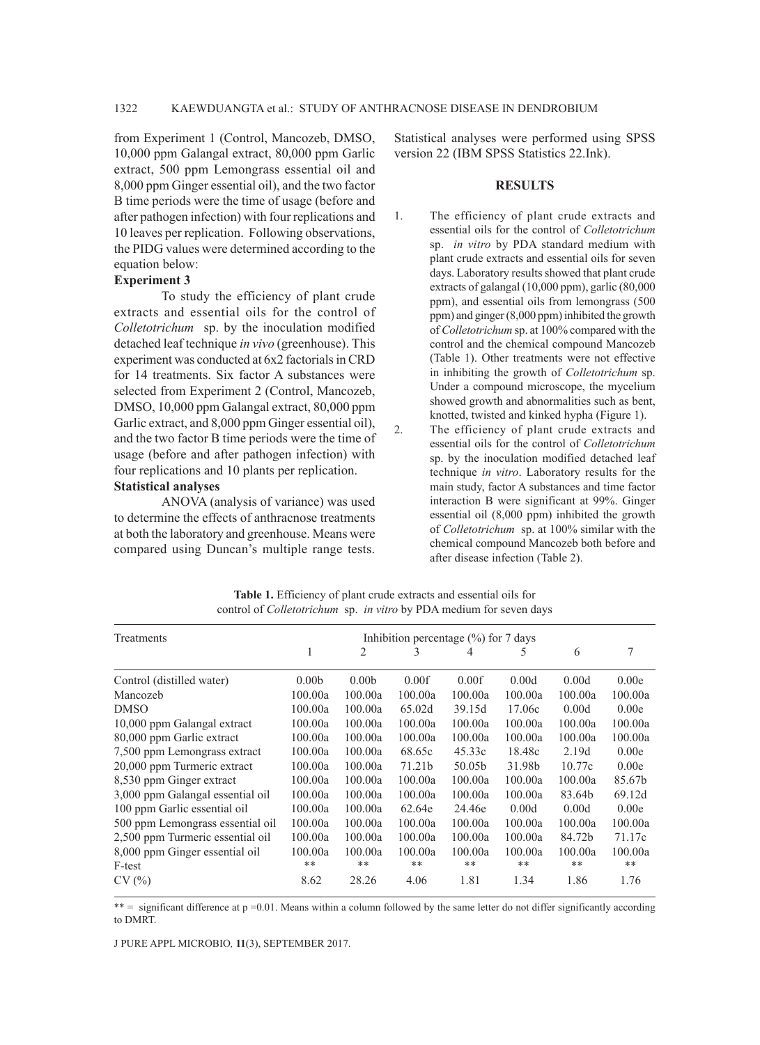from Experiment 1 (Control, Mancozeb, DMSO, 10,000 ppm Galangal extract, 80,000 ppm Garlic extract, 500 ppm Lemongrass essential oil and 8,000 ppm Ginger essential oil), and the two factor B time periods were the time of usage (before and after pathogen infection) with four replications and 10 leaves per replication. Following observations, the PIDG values were determined according to the equation below:

**Experiment 3**

To study the efficiency of plant crude extracts and essential oils for the control of *Colletotrichum* sp. by the inoculation modified detached leaf technique *in vivo* (greenhouse). This experiment was conducted at 6x2 factorials in CRD for 14 treatments. Six factor A substances were selected from Experiment 2 (Control, Mancozeb, DMSO, 10,000 ppm Galangal extract, 80,000 ppm Garlic extract, and 8,000 ppm Ginger essential oil), and the two factor B time periods were the time of usage (before and after pathogen infection) with four replications and 10 plants per replication.

**Statistical analyses**

ANOVA (analysis of variance) was used to determine the effects of anthracnose treatments at both the laboratory and greenhouse. Means were compared using Duncan's multiple range tests. Statistical analyses were performed using SPSS version 22 (IBM SPSS Statistics 22.Ink).

## RESULTS

1. The efficiency of plant crude extracts and essential oils for the control of *Colletotrichum* sp. *in vitro* by PDA standard medium with plant crude extracts and essential oils for seven days. Laboratory results showed that plant crude extracts of galangal (10,000 ppm), garlic (80,000 ppm), and essential oils from lemongrass (500 ppm) and ginger (8,000 ppm) inhibited the growth of *Colletotrichum* sp. at 100% compared with the control and the chemical compound Mancozeb (Table 1). Other treatments were not effective in inhibiting the growth of *Colletotrichum* sp. Under a compound microscope, the mycelium showed growth and abnormalities such as bent, knotted, twisted and kinked hypha (Figure 1).
2. The efficiency of plant crude extracts and essential oils for the control of *Colletotrichum* sp. by the inoculation modified detached leaf technique *in vitro*. Laboratory results for the main study, factor A substances and time factor interaction B were significant at 99%. Ginger essential oil (8,000 ppm) inhibited the growth of *Colletotrichum* sp. at 100% similar with the chemical compound Mancozeb both before and after disease infection (Table 2).

**Table 1.** Efficiency of plant crude extracts and essential oils for control of *Colletotrichum* sp. *in vitro* by PDA medium for seven days

| Treatments | Inhibition percentage (%) for 7 days | | | | | | |
|---|---|---|---|---|---|---|---|
| | 1 | 2 | 3 | 4 | 5 | 6 | 7 |
| Control (distilled water) | 0.00b | 0.00b | 0.00f | 0.00f | 0.00d | 0.00d | 0.00e |
| Mancozeb | 100.00a | 100.00a | 100.00a | 100.00a | 100.00a | 100.00a | 100.00a |
| DMSO | 100.00a | 100.00a | 65.02d | 39.15d | 17.06c | 0.00d | 0.00e |
| 10,000 ppm Galangal extract | 100.00a | 100.00a | 100.00a | 100.00a | 100.00a | 100.00a | 100.00a |
| 80,000 ppm Garlic extract | 100.00a | 100.00a | 100.00a | 100.00a | 100.00a | 100.00a | 100.00a |
| 7,500 ppm Lemongrass extract | 100.00a | 100.00a | 68.65c | 45.33c | 18.48c | 2.19d | 0.00e |
| 20,000 ppm Turmeric extract | 100.00a | 100.00a | 71.21b | 50.05b | 31.98b | 10.77c | 0.00e |
| 8,530 ppm Ginger extract | 100.00a | 100.00a | 100.00a | 100.00a | 100.00a | 100.00a | 85.67b |
| 3,000 ppm Galangal essential oil | 100.00a | 100.00a | 100.00a | 100.00a | 100.00a | 83.64b | 69.12d |
| 100 ppm Garlic essential oil | 100.00a | 100.00a | 62.64e | 24.46e | 0.00d | 0.00d | 0.00e |
| 500 ppm Lemongrass essential oil | 100.00a | 100.00a | 100.00a | 100.00a | 100.00a | 100.00a | 100.00a |
| 2,500 ppm Turmeric essential oil | 100.00a | 100.00a | 100.00a | 100.00a | 100.00a | 84.72b | 71.17c |
| 8,000 ppm Ginger essential oil | 100.00a | 100.00a | 100.00a | 100.00a | 100.00a | 100.00a | 100.00a |
| F-test | ** | ** | ** | ** | ** | ** | ** |
| CV (%) | 8.62 | 28.26 | 4.06 | 1.81 | 1.34 | 1.86 | 1.76 |

** = significant difference at p =0.01. Means within a column followed by the same letter do not differ significantly according to DMRT.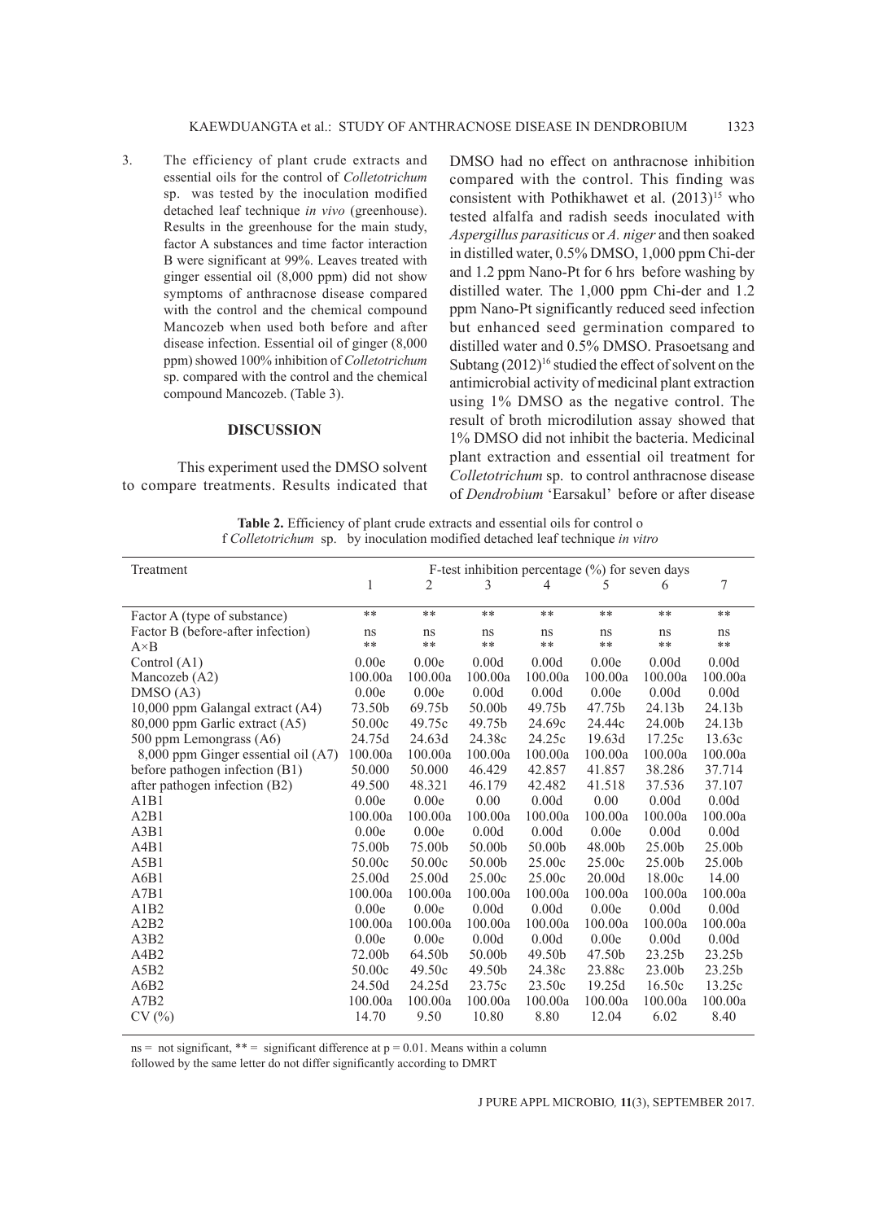3. The efficiency of plant crude extracts and essential oils for the control of *Colletotrichum* sp. was tested by the inoculation modified detached leaf technique *in vivo* (greenhouse). Results in the greenhouse for the main study, factor A substances and time factor interaction B were significant at 99%. Leaves treated with ginger essential oil (8,000 ppm) did not show symptoms of anthracnose disease compared with the control and the chemical compound Mancozeb when used both before and after disease infection. Essential oil of ginger (8,000 ppm) showed 100% inhibition of *Colletotrichum* sp. compared with the control and the chemical compound Mancozeb. (Table 3).

## DISCUSSION

This experiment used the DMSO solvent to compare treatments. Results indicated that DMSO had no effect on anthracnose inhibition compared with the control. This finding was consistent with Pothikhawet et al. (2013)[15] who tested alfalfa and radish seeds inoculated with *Aspergillus parasiticus* or *A. niger* and then soaked in distilled water, 0.5% DMSO, 1,000 ppm Chi-der and 1.2 ppm Nano-Pt for 6 hrs before washing by distilled water. The 1,000 ppm Chi-der and 1.2 ppm Nano-Pt significantly reduced seed infection but enhanced seed germination compared to distilled water and 0.5% DMSO. Prasoetsang and Subtang (2012)[16] studied the effect of solvent on the antimicrobial activity of medicinal plant extraction using 1% DMSO as the negative control. The result of broth microdilution assay showed that 1% DMSO did not inhibit the bacteria. Medicinal plant extraction and essential oil treatment for *Colletotrichum* sp. to control anthracnose disease of *Dendrobium* 'Earsakul' before or after disease

**Table 2.** Efficiency of plant crude extracts and essential oils for control o f *Colletotrichum* sp. by inoculation modified detached leaf technique *in vitro*

| Treatment | F-test inhibition percentage (%) for seven days | | | | | | |
|---|---|---|---|---|---|---|---|
| | 1 | 2 | 3 | 4 | 5 | 6 | 7 |
| Factor A (type of substance) | ** | ** | ** | ** | ** | ** | ** |
| Factor B (before-after infection) | ns | ns | ns | ns | ns | ns | ns |
| A×B | ** | ** | ** | ** | ** | ** | ** |
| Control (A1) | 0.00e | 0.00e | 0.00d | 0.00d | 0.00e | 0.00d | 0.00d |
| Mancozeb (A2) | 100.00a | 100.00a | 100.00a | 100.00a | 100.00a | 100.00a | 100.00a |
| DMSO (A3) | 0.00e | 0.00e | 0.00d | 0.00d | 0.00e | 0.00d | 0.00d |
| 10,000 ppm Galangal extract (A4) | 73.50b | 69.75b | 50.00b | 49.75b | 47.75b | 24.13b | 24.13b |
| 80,000 ppm Garlic extract (A5) | 50.00c | 49.75c | 49.75b | 24.69c | 24.44c | 24.00b | 24.13b |
| 500 ppm Lemongrass (A6) | 24.75d | 24.63d | 24.38c | 24.25c | 19.63d | 17.25c | 13.63c |
| 8,000 ppm Ginger essential oil (A7) | 100.00a | 100.00a | 100.00a | 100.00a | 100.00a | 100.00a | 100.00a |
| before pathogen infection (B1) | 50.000 | 50.000 | 46.429 | 42.857 | 41.857 | 38.286 | 37.714 |
| after pathogen infection (B2) | 49.500 | 48.321 | 46.179 | 42.482 | 41.518 | 37.536 | 37.107 |
| A1B1 | 0.00e | 0.00e | 0.00 | 0.00d | 0.00 | 0.00d | 0.00d |
| A2B1 | 100.00a | 100.00a | 100.00a | 100.00a | 100.00a | 100.00a | 100.00a |
| A3B1 | 0.00e | 0.00e | 0.00d | 0.00d | 0.00e | 0.00d | 0.00d |
| A4B1 | 75.00b | 75.00b | 50.00b | 50.00b | 48.00b | 25.00b | 25.00b |
| A5B1 | 50.00c | 50.00c | 50.00b | 25.00c | 25.00c | 25.00b | 25.00b |
| A6B1 | 25.00d | 25.00d | 25.00c | 25.00c | 20.00d | 18.00c | 14.00 |
| A7B1 | 100.00a | 100.00a | 100.00a | 100.00a | 100.00a | 100.00a | 100.00a |
| A1B2 | 0.00e | 0.00e | 0.00d | 0.00d | 0.00e | 0.00d | 0.00d |
| A2B2 | 100.00a | 100.00a | 100.00a | 100.00a | 100.00a | 100.00a | 100.00a |
| A3B2 | 0.00e | 0.00e | 0.00d | 0.00d | 0.00e | 0.00d | 0.00d |
| A4B2 | 72.00b | 64.50b | 50.00b | 49.50b | 47.50b | 23.25b | 23.25b |
| A5B2 | 50.00c | 49.50c | 49.50b | 24.38c | 23.88c | 23.00b | 23.25b |
| A6B2 | 24.50d | 24.25d | 23.75c | 23.50c | 19.25d | 16.50c | 13.25c |
| A7B2 | 100.00a | 100.00a | 100.00a | 100.00a | 100.00a | 100.00a | 100.00a |
| CV (%) | 14.70 | 9.50 | 10.80 | 8.80 | 12.04 | 6.02 | 8.40 |

ns = not significant, ** = significant difference at $p = 0.01$. Means within a column followed by the same letter do not differ significantly according to DMRT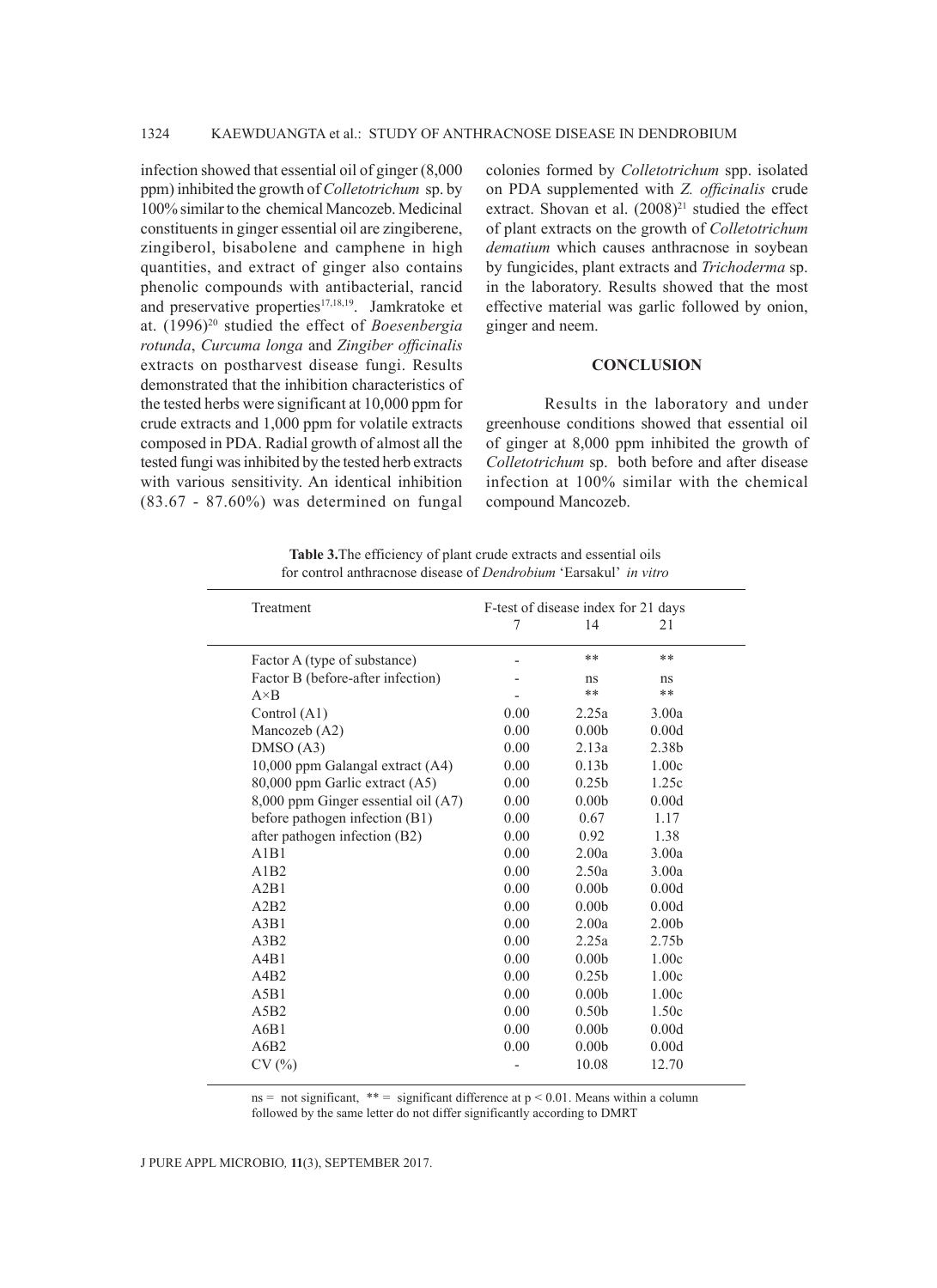infection showed that essential oil of ginger (8,000 ppm) inhibited the growth of *Colletotrichum* sp. by 100% similar to the chemical Mancozeb. Medicinal constituents in ginger essential oil are zingiberene, zingiberol, bisabolene and camphene in high quantities, and extract of ginger also contains phenolic compounds with antibacterial, rancid and preservative properties[17,18,19]. Jamkratoke et at. (1996)[20] studied the effect of *Boesenbergia rotunda*, *Curcuma longa* and *Zingiber officinalis* extracts on postharvest disease fungi. Results demonstrated that the inhibition characteristics of the tested herbs were significant at 10,000 ppm for crude extracts and 1,000 ppm for volatile extracts composed in PDA. Radial growth of almost all the tested fungi was inhibited by the tested herb extracts with various sensitivity. An identical inhibition (83.67 - 87.60%) was determined on fungal colonies formed by *Colletotrichum* spp. isolated on PDA supplemented with *Z. officinalis* crude extract. Shovan et al. (2008)[21] studied the effect of plant extracts on the growth of *Colletotrichum dematium* which causes anthracnose in soybean by fungicides, plant extracts and *Trichoderma* sp. in the laboratory. Results showed that the most effective material was garlic followed by onion, ginger and neem.

## CONCLUSION

Results in the laboratory and under greenhouse conditions showed that essential oil of ginger at 8,000 ppm inhibited the growth of *Colletotrichum* sp. both before and after disease infection at 100% similar with the chemical compound Mancozeb.

**Table 3.** The efficiency of plant crude extracts and essential oils for control anthracnose disease of *Dendrobium* 'Earsakul' *in vitro*

| Treatment | F-test of disease index for 21 days | | |
|---|---|---|---|
| | 7 | 14 | 21 |
| Factor A (type of substance) | - | ** | ** |
| Factor B (before-after infection) | - | ns | ns |
| A×B | - | ** | ** |
| Control (A1) | 0.00 | 2.25a | 3.00a |
| Mancozeb (A2) | 0.00 | 0.00b | 0.00d |
| DMSO (A3) | 0.00 | 2.13a | 2.38b |
| 10,000 ppm Galangal extract (A4) | 0.00 | 0.13b | 1.00c |
| 80,000 ppm Garlic extract (A5) | 0.00 | 0.25b | 1.25c |
| 8,000 ppm Ginger essential oil (A7) | 0.00 | 0.00b | 0.00d |
| before pathogen infection (B1) | 0.00 | 0.67 | 1.17 |
| after pathogen infection (B2) | 0.00 | 0.92 | 1.38 |
| A1B1 | 0.00 | 2.00a | 3.00a |
| A1B2 | 0.00 | 2.50a | 3.00a |
| A2B1 | 0.00 | 0.00b | 0.00d |
| A2B2 | 0.00 | 0.00b | 0.00d |
| A3B1 | 0.00 | 2.00a | 2.00b |
| A3B2 | 0.00 | 2.25a | 2.75b |
| A4B1 | 0.00 | 0.00b | 1.00c |
| A4B2 | 0.00 | 0.25b | 1.00c |
| A5B1 | 0.00 | 0.00b | 1.00c |
| A5B2 | 0.00 | 0.50b | 1.50c |
| A6B1 | 0.00 | 0.00b | 0.00d |
| A6B2 | 0.00 | 0.00b | 0.00d |
| CV (%) | - | 10.08 | 12.70 |

ns = not significant, ** = significant difference at $p < 0.01$. Means within a column followed by the same letter do not differ significantly according to DMRT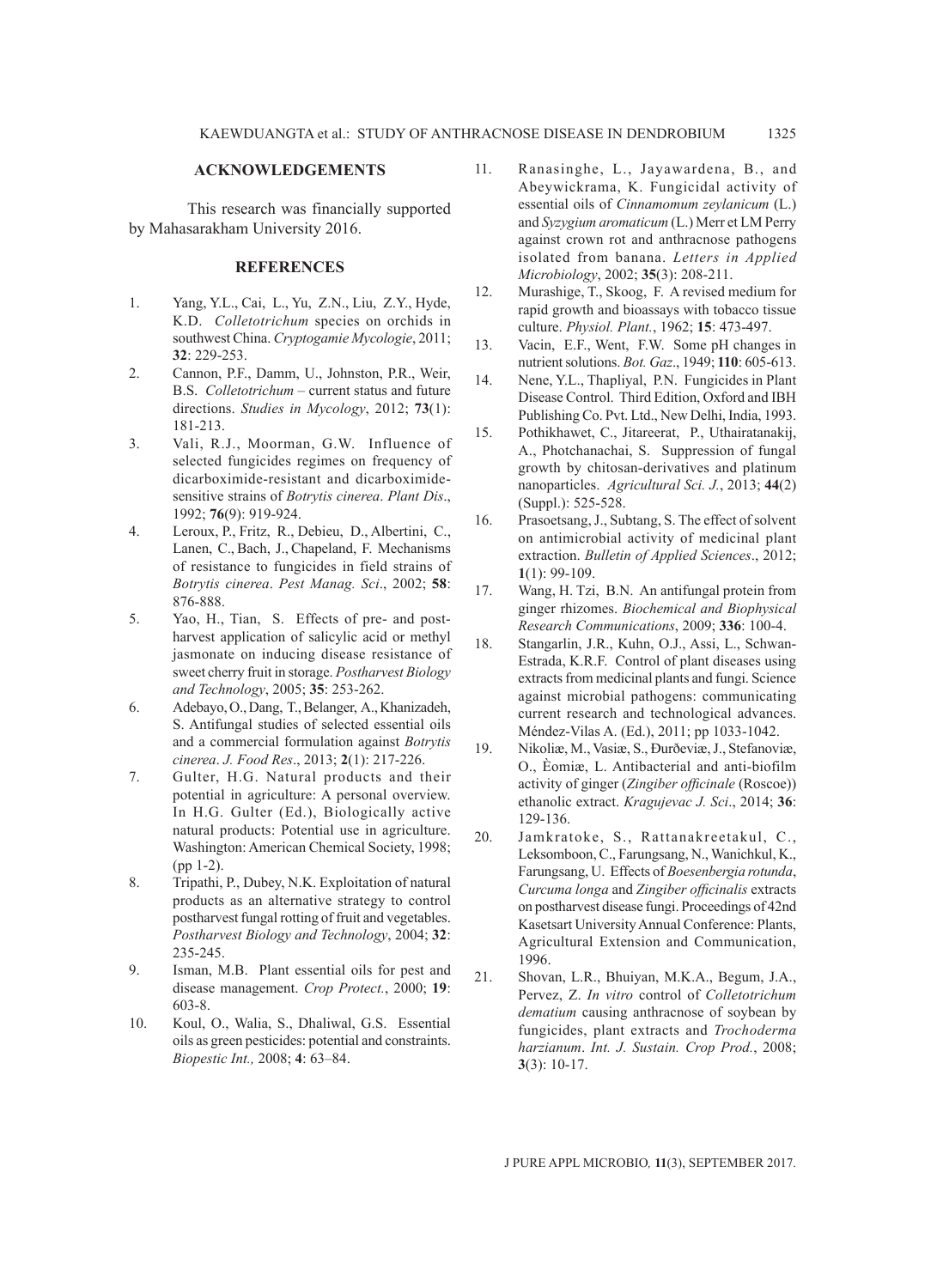## ACKNOWLEDGEMENTS

This research was financially supported by Mahasarakham University 2016.

## REFERENCES

1. Yang, Y.L., Cai, L., Yu, Z.N., Liu, Z.Y., Hyde, K.D. *Colletotrichum* species on orchids in southwest China. *Cryptogamie Mycologie*, 2011; **32**: 229-253.
2. Cannon, P.F., Damm, U., Johnston, P.R., Weir, B.S. *Colletotrichum* – current status and future directions. *Studies in Mycology*, 2012; **73**(1): 181-213.
3. Vali, R.J., Moorman, G.W. Influence of selected fungicides regimes on frequency of dicarboximide-resistant and dicarboximide-sensitive strains of *Botrytis cinerea*. *Plant Dis*., 1992; **76**(9): 919-924.
4. Leroux, P., Fritz, R., Debieu, D., Albertini, C., Lanen, C., Bach, J., Chapeland, F. Mechanisms of resistance to fungicides in field strains of *Botrytis cinerea*. *Pest Manag. Sci*., 2002; **58**: 876-888.
5. Yao, H., Tian, S. Effects of pre- and post-harvest application of salicylic acid or methyl jasmonate on inducing disease resistance of sweet cherry fruit in storage. *Postharvest Biology and Technology*, 2005; **35**: 253-262.
6. Adebayo, O., Dang, T., Belanger, A., Khanizadeh, S. Antifungal studies of selected essential oils and a commercial formulation against *Botrytis cinerea*. *J. Food Res*., 2013; **2**(1): 217-226.
7. Gulter, H.G. Natural products and their potential in agriculture: A personal overview. In H.G. Gulter (Ed.), Biologically active natural products: Potential use in agriculture. Washington: American Chemical Society, 1998; (pp 1-2).
8. Tripathi, P., Dubey, N.K. Exploitation of natural products as an alternative strategy to control postharvest fungal rotting of fruit and vegetables. *Postharvest Biology and Technology*, 2004; **32**: 235-245.
9. Isman, M.B. Plant essential oils for pest and disease management. *Crop Protect.*, 2000; **19**: 603-8.
10. Koul, O., Walia, S., Dhaliwal, G.S. Essential oils as green pesticides: potential and constraints. *Biopestic Int.,* 2008; **4**: 63–84.
11. Ranasinghe, L., Jayawardena, B., and Abeywickrama, K. Fungicidal activity of essential oils of *Cinnamomum zeylanicum* (L.) and *Syzygium aromaticum* (L.) Merr et LM Perry against crown rot and anthracnose pathogens isolated from banana. *Letters in Applied Microbiology*, 2002; **35**(3): 208-211.
12. Murashige, T., Skoog, F. A revised medium for rapid growth and bioassays with tobacco tissue culture. *Physiol. Plant.*, 1962; **15**: 473-497.
13. Vacin, E.F., Went, F.W. Some pH changes in nutrient solutions. *Bot. Gaz*., 1949; **110**: 605-613.
14. Nene, Y.L., Thapliyal, P.N. Fungicides in Plant Disease Control. Third Edition, Oxford and IBH Publishing Co. Pvt. Ltd., New Delhi, India, 1993.
15. Pothikhawet, C., Jitareerat, P., Uthairatanakij, A., Photchanachai, S. Suppression of fungal growth by chitosan-derivatives and platinum nanoparticles. *Agricultural Sci. J.*, 2013; **44**(2) (Suppl.): 525-528.
16. Prasoetsang, J., Subtang, S. The effect of solvent on antimicrobial activity of medicinal plant extraction. *Bulletin of Applied Sciences*., 2012; **1**(1): 99-109.
17. Wang, H. Tzi, B.N. An antifungal protein from ginger rhizomes. *Biochemical and Biophysical Research Communications*, 2009; **336**: 100-4.
18. Stangarlin, J.R., Kuhn, O.J., Assi, L., Schwan-Estrada, K.R.F. Control of plant diseases using extracts from medicinal plants and fungi. Science against microbial pathogens: communicating current research and technological advances. Méndez-Vilas A. (Ed.), 2011; pp 1033-1042.
19. Nikoliæ, M., Vasiæ, S., Ðurðeviæ, J., Stefanoviæ, O., Èomiæ, L. Antibacterial and anti-biofilm activity of ginger (*Zingiber officinale* (Roscoe)) ethanolic extract. *Kragujevac J. Sci*., 2014; **36**: 129-136.
20. Jamkratoke, S., Rattanakreetakul, C., Leksomboon, C., Farungsang, N., Wanichkul, K., Farungsang, U. Effects of *Boesenbergia rotunda*, *Curcuma longa* and *Zingiber officinalis* extracts on postharvest disease fungi. Proceedings of 42nd Kasetsart University Annual Conference: Plants, Agricultural Extension and Communication, 1996.
21. Shovan, L.R., Bhuiyan, M.K.A., Begum, J.A., Pervez, Z. *In vitro* control of *Colletotrichum dematium* causing anthracnose of soybean by fungicides, plant extracts and *Trochoderma harzianum*. *Int. J. Sustain. Crop Prod.*, 2008; **3**(3): 10-17.